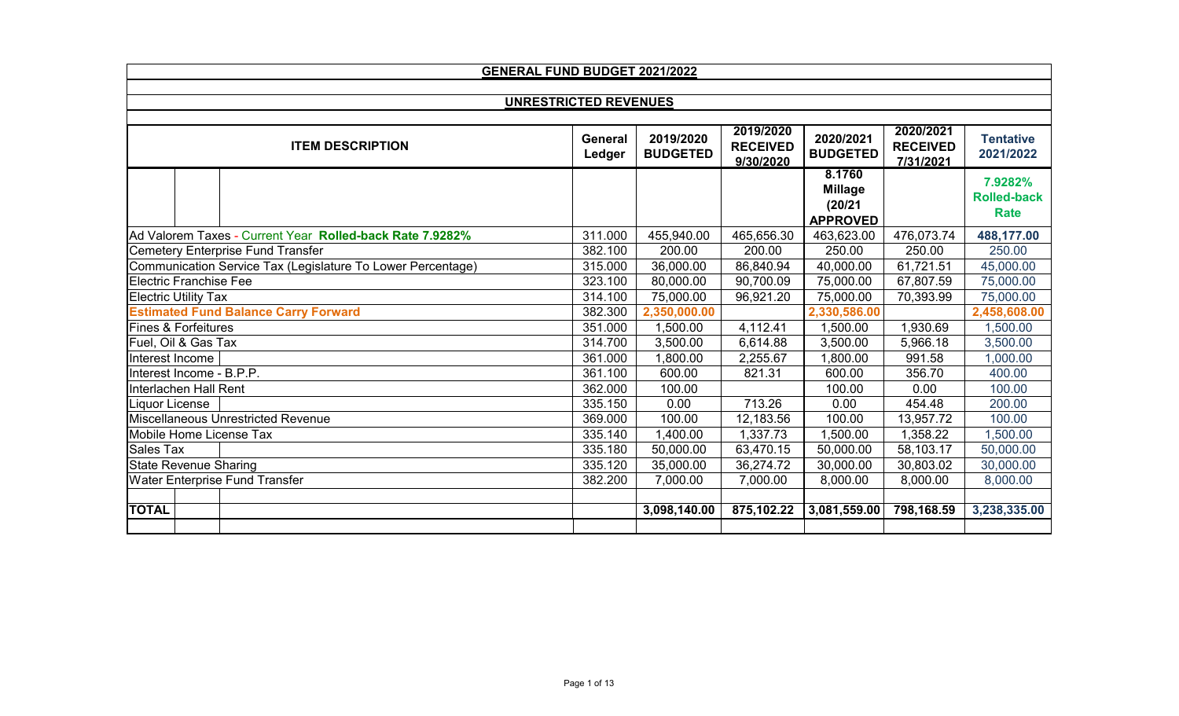## GENERAL FUND BUDGET 2021/2022

### UNRESTRICTED REVENUES

| ITEM DESCRIPTION | General Ledger | 2019/2020 BUDGETED | 2019/2020 RECEIVED 9/30/2020 | 2020/2021 BUDGETED | 2020/2021 RECEIVED 7/31/2021 | Tentative 2021/2022 |
|---|---|---|---|---|---|---|
| | | | | 8.1760 Millage (20/21 APPROVED | | 7.9282% Rolled-back Rate |
| Ad Valorem Taxes - Current Year **Rolled-back Rate 7.9282%** | 311.000 | 455,940.00 | 465,656.30 | 463,623.00 | 476,073.74 | **488,177.00** |
| Cemetery Enterprise Fund Transfer | 382.100 | 200.00 | 200.00 | 250.00 | 250.00 | 250.00 |
| Communication Service Tax (Legislature To Lower Percentage) | 315.000 | 36,000.00 | 86,840.94 | 40,000.00 | 61,721.51 | 45,000.00 |
| Electric Franchise Fee | 323.100 | 80,000.00 | 90,700.09 | 75,000.00 | 67,807.59 | 75,000.00 |
| Electric Utility Tax | 314.100 | 75,000.00 | 96,921.20 | 75,000.00 | 70,393.99 | 75,000.00 |
| **Estimated Fund Balance Carry Forward** | 382.300 | **2,350,000.00** | | **2,330,586.00** | | **2,458,608.00** |
| Fines & Forfeitures | 351.000 | 1,500.00 | 4,112.41 | 1,500.00 | 1,930.69 | 1,500.00 |
| Fuel, Oil & Gas Tax | 314.700 | 3,500.00 | 6,614.88 | 3,500.00 | 5,966.18 | 3,500.00 |
| Interest Income | 361.000 | 1,800.00 | 2,255.67 | 1,800.00 | 991.58 | 1,000.00 |
| Interest Income - B.P.P. | 361.100 | 600.00 | 821.31 | 600.00 | 356.70 | 400.00 |
| Interlachen Hall Rent | 362.000 | 100.00 | | 100.00 | 0.00 | 100.00 |
| Liquor License | 335.150 | 0.00 | 713.26 | 0.00 | 454.48 | 200.00 |
| Miscellaneous Unrestricted Revenue | 369.000 | 100.00 | 12,183.56 | 100.00 | 13,957.72 | 100.00 |
| Mobile Home License Tax | 335.140 | 1,400.00 | 1,337.73 | 1,500.00 | 1,358.22 | 1,500.00 |
| Sales Tax | 335.180 | 50,000.00 | 63,470.15 | 50,000.00 | 58,103.17 | 50,000.00 |
| State Revenue Sharing | 335.120 | 35,000.00 | 36,274.72 | 30,000.00 | 30,803.02 | 30,000.00 |
| Water Enterprise Fund Transfer | 382.200 | 7,000.00 | 7,000.00 | 8,000.00 | 8,000.00 | 8,000.00 |
| | | | | | | |
| **TOTAL** | | **3,098,140.00** | **875,102.22** | **3,081,559.00** | **798,168.59** | **3,238,335.00** |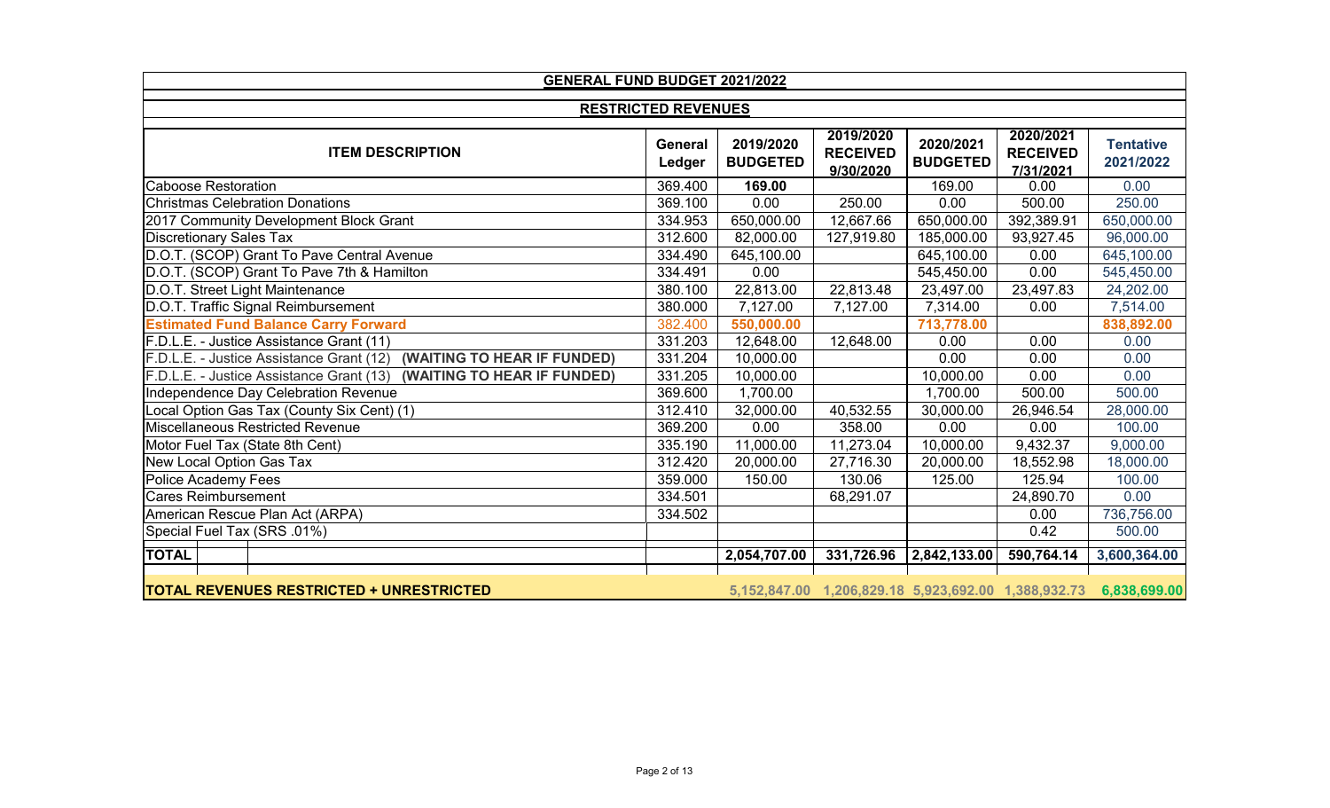## GENERAL FUND BUDGET 2021/2022

### RESTRICTED REVENUES

| ITEM DESCRIPTION | General Ledger | 2019/2020 BUDGETED | 2019/2020 RECEIVED 9/30/2020 | 2020/2021 BUDGETED | 2020/2021 RECEIVED 7/31/2021 | Tentative 2021/2022 |
|---|---|---|---|---|---|---|
| Caboose Restoration | 369.400 | **169.00** | | 169.00 | 0.00 | 0.00 |
| Christmas Celebration Donations | 369.100 | 0.00 | 250.00 | 0.00 | 500.00 | 250.00 |
| 2017 Community Development Block Grant | 334.953 | 650,000.00 | 12,667.66 | 650,000.00 | 392,389.91 | 650,000.00 |
| Discretionary Sales Tax | 312.600 | 82,000.00 | 127,919.80 | 185,000.00 | 93,927.45 | 96,000.00 |
| D.O.T. (SCOP) Grant To Pave Central Avenue | 334.490 | 645,100.00 | | 645,100.00 | 0.00 | 645,100.00 |
| D.O.T. (SCOP) Grant To Pave 7th & Hamilton | 334.491 | 0.00 | | 545,450.00 | 0.00 | 545,450.00 |
| D.O.T. Street Light Maintenance | 380.100 | 22,813.00 | 22,813.48 | 23,497.00 | 23,497.83 | 24,202.00 |
| D.O.T. Traffic Signal Reimbursement | 380.000 | 7,127.00 | 7,127.00 | 7,314.00 | 0.00 | 7,514.00 |
| **Estimated Fund Balance Carry Forward** | 382.400 | **550,000.00** | | **713,778.00** | | **838,892.00** |
| F.D.L.E. - Justice Assistance Grant (11) | 331.203 | 12,648.00 | 12,648.00 | 0.00 | 0.00 | 0.00 |
| F.D.L.E. - Justice Assistance Grant (12) **(WAITING TO HEAR IF FUNDED)** | 331.204 | 10,000.00 | | 0.00 | 0.00 | 0.00 |
| F.D.L.E. - Justice Assistance Grant (13) **(WAITING TO HEAR IF FUNDED)** | 331.205 | 10,000.00 | | 10,000.00 | 0.00 | 0.00 |
| Independence Day Celebration Revenue | 369.600 | 1,700.00 | | 1,700.00 | 500.00 | 500.00 |
| Local Option Gas Tax (County Six Cent) (1) | 312.410 | 32,000.00 | 40,532.55 | 30,000.00 | 26,946.54 | 28,000.00 |
| Miscellaneous Restricted Revenue | 369.200 | 0.00 | 358.00 | 0.00 | 0.00 | 100.00 |
| Motor Fuel Tax (State 8th Cent) | 335.190 | 11,000.00 | 11,273.04 | 10,000.00 | 9,432.37 | 9,000.00 |
| New Local Option Gas Tax | 312.420 | 20,000.00 | 27,716.30 | 20,000.00 | 18,552.98 | 18,000.00 |
| Police Academy Fees | 359.000 | 150.00 | 130.06 | 125.00 | 125.94 | 100.00 |
| Cares Reimbursement | 334.501 | | 68,291.07 | | 24,890.70 | 0.00 |
| American Rescue Plan Act (ARPA) | 334.502 | | | | 0.00 | 736,756.00 |
| Special Fuel Tax (SRS .01%) | | | | | 0.42 | 500.00 |
| **TOTAL** | | **2,054,707.00** | **331,726.96** | **2,842,133.00** | **590,764.14** | **3,600,364.00** |
| **TOTAL REVENUES RESTRICTED + UNRESTRICTED** | | **5,152,847.00** | **1,206,829.18** | **5,923,692.00** | **1,388,932.73** | **6,838,699.00** |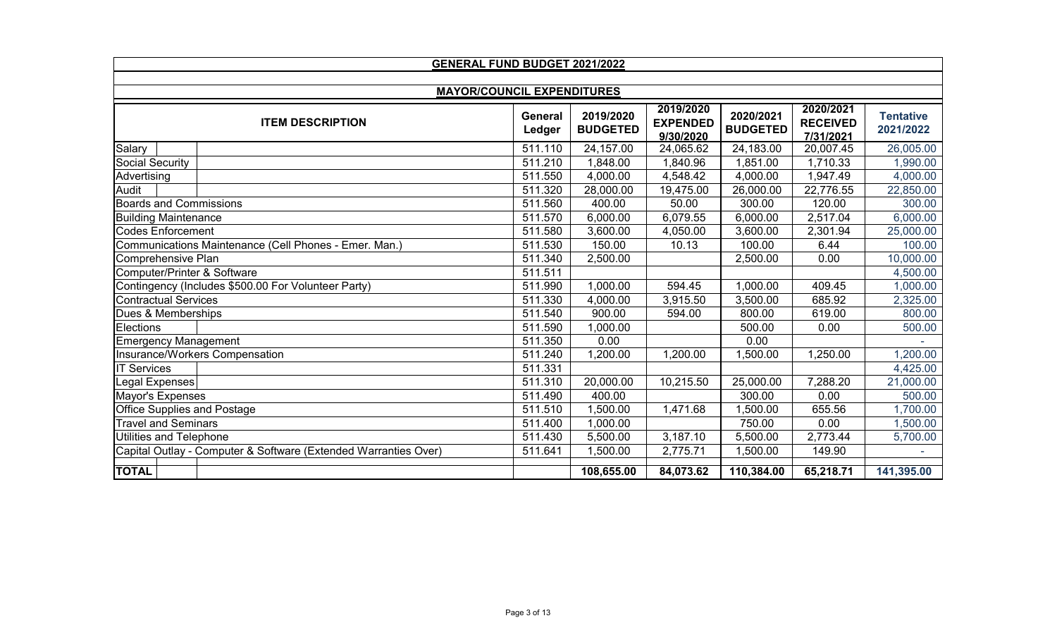## GENERAL FUND BUDGET 2021/2022

### MAYOR/COUNCIL EXPENDITURES

| ITEM DESCRIPTION | General Ledger | 2019/2020 BUDGETED | 2019/2020 EXPENDED 9/30/2020 | 2020/2021 BUDGETED | 2020/2021 RECEIVED 7/31/2021 | Tentative 2021/2022 |
|---|---|---|---|---|---|---|
| Salary | 511.110 | 24,157.00 | 24,065.62 | 24,183.00 | 20,007.45 | 26,005.00 |
| Social Security | 511.210 | 1,848.00 | 1,840.96 | 1,851.00 | 1,710.33 | 1,990.00 |
| Advertising | 511.550 | 4,000.00 | 4,548.42 | 4,000.00 | 1,947.49 | 4,000.00 |
| Audit | 511.320 | 28,000.00 | 19,475.00 | 26,000.00 | 22,776.55 | 22,850.00 |
| Boards and Commissions | 511.560 | 400.00 | 50.00 | 300.00 | 120.00 | 300.00 |
| Building Maintenance | 511.570 | 6,000.00 | 6,079.55 | 6,000.00 | 2,517.04 | 6,000.00 |
| Codes Enforcement | 511.580 | 3,600.00 | 4,050.00 | 3,600.00 | 2,301.94 | 25,000.00 |
| Communications Maintenance (Cell Phones - Emer. Man.) | 511.530 | 150.00 | 10.13 | 100.00 | 6.44 | 100.00 |
| Comprehensive Plan | 511.340 | 2,500.00 | | 2,500.00 | 0.00 | 10,000.00 |
| Computer/Printer & Software | 511.511 | | | | | 4,500.00 |
| Contingency (Includes $500.00 For Volunteer Party) | 511.990 | 1,000.00 | 594.45 | 1,000.00 | 409.45 | 1,000.00 |
| Contractual Services | 511.330 | 4,000.00 | 3,915.50 | 3,500.00 | 685.92 | 2,325.00 |
| Dues & Memberships | 511.540 | 900.00 | 594.00 | 800.00 | 619.00 | 800.00 |
| Elections | 511.590 | 1,000.00 | | 500.00 | 0.00 | 500.00 |
| Emergency Management | 511.350 | 0.00 | | 0.00 | | - |
| Insurance/Workers Compensation | 511.240 | 1,200.00 | 1,200.00 | 1,500.00 | 1,250.00 | 1,200.00 |
| IT Services | 511.331 | | | | | 4,425.00 |
| Legal Expenses | 511.310 | 20,000.00 | 10,215.50 | 25,000.00 | 7,288.20 | 21,000.00 |
| Mayor's Expenses | 511.490 | 400.00 | | 300.00 | 0.00 | 500.00 |
| Office Supplies and Postage | 511.510 | 1,500.00 | 1,471.68 | 1,500.00 | 655.56 | 1,700.00 |
| Travel and Seminars | 511.400 | 1,000.00 | | 750.00 | 0.00 | 1,500.00 |
| Utilities and Telephone | 511.430 | 5,500.00 | 3,187.10 | 5,500.00 | 2,773.44 | 5,700.00 |
| Capital Outlay - Computer & Software (Extended Warranties Over) | 511.641 | 1,500.00 | 2,775.71 | 1,500.00 | 149.90 | - |
| **TOTAL** | | **108,655.00** | **84,073.62** | **110,384.00** | **65,218.71** | **141,395.00** |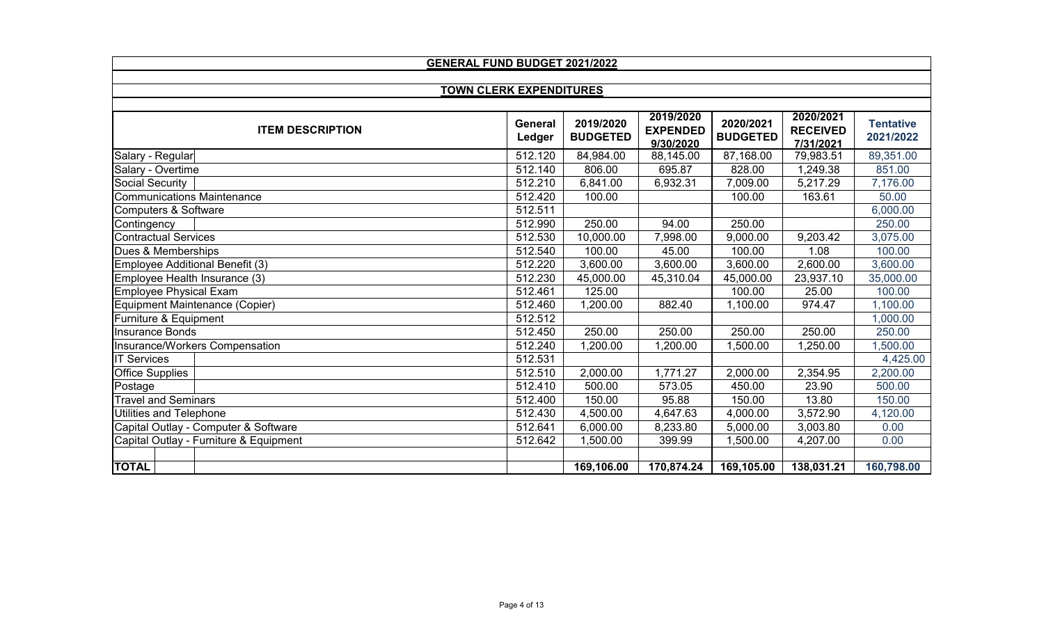## GENERAL FUND BUDGET 2021/2022

### TOWN CLERK EXPENDITURES

| ITEM DESCRIPTION | General Ledger | 2019/2020 BUDGETED | 2019/2020 EXPENDED 9/30/2020 | 2020/2021 BUDGETED | 2020/2021 RECEIVED 7/31/2021 | Tentative 2021/2022 |
|---|---|---|---|---|---|---|
| Salary - Regular | 512.120 | 84,984.00 | 88,145.00 | 87,168.00 | 79,983.51 | 89,351.00 |
| Salary - Overtime | 512.140 | 806.00 | 695.87 | 828.00 | 1,249.38 | 851.00 |
| Social Security | 512.210 | 6,841.00 | 6,932.31 | 7,009.00 | 5,217.29 | 7,176.00 |
| Communications Maintenance | 512.420 | 100.00 | | 100.00 | 163.61 | 50.00 |
| Computers & Software | 512.511 | | | | | 6,000.00 |
| Contingency | 512.990 | 250.00 | 94.00 | 250.00 | | 250.00 |
| Contractual Services | 512.530 | 10,000.00 | 7,998.00 | 9,000.00 | 9,203.42 | 3,075.00 |
| Dues & Memberships | 512.540 | 100.00 | 45.00 | 100.00 | 1.08 | 100.00 |
| Employee Additional Benefit (3) | 512.220 | 3,600.00 | 3,600.00 | 3,600.00 | 2,600.00 | 3,600.00 |
| Employee Health Insurance (3) | 512.230 | 45,000.00 | 45,310.04 | 45,000.00 | 23,937.10 | 35,000.00 |
| Employee Physical Exam | 512.461 | 125.00 | | 100.00 | 25.00 | 100.00 |
| Equipment Maintenance (Copier) | 512.460 | 1,200.00 | 882.40 | 1,100.00 | 974.47 | 1,100.00 |
| Furniture & Equipment | 512.512 | | | | | 1,000.00 |
| Insurance Bonds | 512.450 | 250.00 | 250.00 | 250.00 | 250.00 | 250.00 |
| Insurance/Workers Compensation | 512.240 | 1,200.00 | 1,200.00 | 1,500.00 | 1,250.00 | 1,500.00 |
| IT Services | 512.531 | | | | | 4,425.00 |
| Office Supplies | 512.510 | 2,000.00 | 1,771.27 | 2,000.00 | 2,354.95 | 2,200.00 |
| Postage | 512.410 | 500.00 | 573.05 | 450.00 | 23.90 | 500.00 |
| Travel and Seminars | 512.400 | 150.00 | 95.88 | 150.00 | 13.80 | 150.00 |
| Utilities and Telephone | 512.430 | 4,500.00 | 4,647.63 | 4,000.00 | 3,572.90 | 4,120.00 |
| Capital Outlay - Computer & Software | 512.641 | 6,000.00 | 8,233.80 | 5,000.00 | 3,003.80 | 0.00 |
| Capital Outlay - Furniture & Equipment | 512.642 | 1,500.00 | 399.99 | 1,500.00 | 4,207.00 | 0.00 |
| | | | | | | |
| **TOTAL** | | **169,106.00** | **170,874.24** | **169,105.00** | **138,031.21** | **160,798.00** |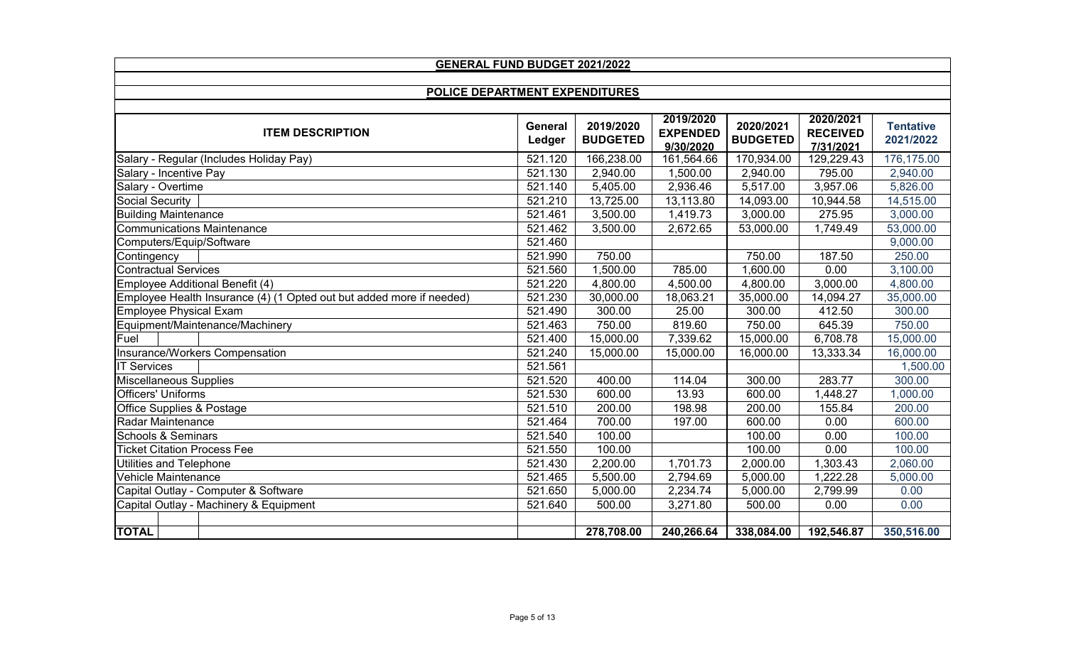## GENERAL FUND BUDGET 2021/2022

### POLICE DEPARTMENT EXPENDITURES

| ITEM DESCRIPTION | General Ledger | 2019/2020 BUDGETED | 2019/2020 EXPENDED 9/30/2020 | 2020/2021 BUDGETED | 2020/2021 RECEIVED 7/31/2021 | Tentative 2021/2022 |
|---|---|---|---|---|---|---|
| Salary - Regular (Includes Holiday Pay) | 521.120 | 166,238.00 | 161,564.66 | 170,934.00 | 129,229.43 | 176,175.00 |
| Salary - Incentive Pay | 521.130 | 2,940.00 | 1,500.00 | 2,940.00 | 795.00 | 2,940.00 |
| Salary - Overtime | 521.140 | 5,405.00 | 2,936.46 | 5,517.00 | 3,957.06 | 5,826.00 |
| Social Security | 521.210 | 13,725.00 | 13,113.80 | 14,093.00 | 10,944.58 | 14,515.00 |
| Building Maintenance | 521.461 | 3,500.00 | 1,419.73 | 3,000.00 | 275.95 | 3,000.00 |
| Communications Maintenance | 521.462 | 3,500.00 | 2,672.65 | 53,000.00 | 1,749.49 | 53,000.00 |
| Computers/Equip/Software | 521.460 | | | | | 9,000.00 |
| Contingency | 521.990 | 750.00 | | 750.00 | 187.50 | 250.00 |
| Contractual Services | 521.560 | 1,500.00 | 785.00 | 1,600.00 | 0.00 | 3,100.00 |
| Employee Additional Benefit (4) | 521.220 | 4,800.00 | 4,500.00 | 4,800.00 | 3,000.00 | 4,800.00 |
| Employee Health Insurance (4) (1 Opted out but added more if needed) | 521.230 | 30,000.00 | 18,063.21 | 35,000.00 | 14,094.27 | 35,000.00 |
| Employee Physical Exam | 521.490 | 300.00 | 25.00 | 300.00 | 412.50 | 300.00 |
| Equipment/Maintenance/Machinery | 521.463 | 750.00 | 819.60 | 750.00 | 645.39 | 750.00 |
| Fuel | 521.400 | 15,000.00 | 7,339.62 | 15,000.00 | 6,708.78 | 15,000.00 |
| Insurance/Workers Compensation | 521.240 | 15,000.00 | 15,000.00 | 16,000.00 | 13,333.34 | 16,000.00 |
| IT Services | 521.561 | | | | | 1,500.00 |
| Miscellaneous Supplies | 521.520 | 400.00 | 114.04 | 300.00 | 283.77 | 300.00 |
| Officers' Uniforms | 521.530 | 600.00 | 13.93 | 600.00 | 1,448.27 | 1,000.00 |
| Office Supplies & Postage | 521.510 | 200.00 | 198.98 | 200.00 | 155.84 | 200.00 |
| Radar Maintenance | 521.464 | 700.00 | 197.00 | 600.00 | 0.00 | 600.00 |
| Schools & Seminars | 521.540 | 100.00 | | 100.00 | 0.00 | 100.00 |
| Ticket Citation Process Fee | 521.550 | 100.00 | | 100.00 | 0.00 | 100.00 |
| Utilities and Telephone | 521.430 | 2,200.00 | 1,701.73 | 2,000.00 | 1,303.43 | 2,060.00 |
| Vehicle Maintenance | 521.465 | 5,500.00 | 2,794.69 | 5,000.00 | 1,222.28 | 5,000.00 |
| Capital Outlay - Computer & Software | 521.650 | 5,000.00 | 2,234.74 | 5,000.00 | 2,799.99 | 0.00 |
| Capital Outlay - Machinery & Equipment | 521.640 | 500.00 | 3,271.80 | 500.00 | 0.00 | 0.00 |
| | | | | | | |
| **TOTAL** | | **278,708.00** | **240,266.64** | **338,084.00** | **192,546.87** | **350,516.00** |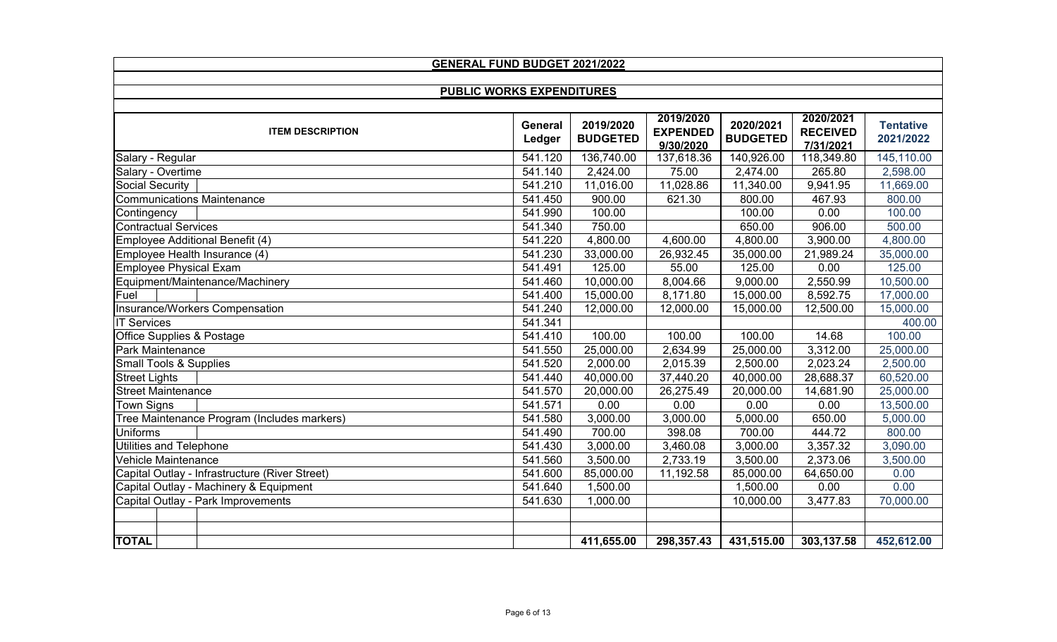## GENERAL FUND BUDGET 2021/2022

### PUBLIC WORKS EXPENDITURES

| ITEM DESCRIPTION | General Ledger | 2019/2020 BUDGETED | 2019/2020 EXPENDED 9/30/2020 | 2020/2021 BUDGETED | 2020/2021 RECEIVED 7/31/2021 | Tentative 2021/2022 |
|---|---|---|---|---|---|---|
| Salary - Regular | 541.120 | 136,740.00 | 137,618.36 | 140,926.00 | 118,349.80 | 145,110.00 |
| Salary - Overtime | 541.140 | 2,424.00 | 75.00 | 2,474.00 | 265.80 | 2,598.00 |
| Social Security | 541.210 | 11,016.00 | 11,028.86 | 11,340.00 | 9,941.95 | 11,669.00 |
| Communications Maintenance | 541.450 | 900.00 | 621.30 | 800.00 | 467.93 | 800.00 |
| Contingency | 541.990 | 100.00 | | 100.00 | 0.00 | 100.00 |
| Contractual Services | 541.340 | 750.00 | | 650.00 | 906.00 | 500.00 |
| Employee Additional Benefit (4) | 541.220 | 4,800.00 | 4,600.00 | 4,800.00 | 3,900.00 | 4,800.00 |
| Employee Health Insurance (4) | 541.230 | 33,000.00 | 26,932.45 | 35,000.00 | 21,989.24 | 35,000.00 |
| Employee Physical Exam | 541.491 | 125.00 | 55.00 | 125.00 | 0.00 | 125.00 |
| Equipment/Maintenance/Machinery | 541.460 | 10,000.00 | 8,004.66 | 9,000.00 | 2,550.99 | 10,500.00 |
| Fuel | 541.400 | 15,000.00 | 8,171.80 | 15,000.00 | 8,592.75 | 17,000.00 |
| Insurance/Workers Compensation | 541.240 | 12,000.00 | 12,000.00 | 15,000.00 | 12,500.00 | 15,000.00 |
| IT Services | 541.341 | | | | | 400.00 |
| Office Supplies & Postage | 541.410 | 100.00 | 100.00 | 100.00 | 14.68 | 100.00 |
| Park Maintenance | 541.550 | 25,000.00 | 2,634.99 | 25,000.00 | 3,312.00 | 25,000.00 |
| Small Tools & Supplies | 541.520 | 2,000.00 | 2,015.39 | 2,500.00 | 2,023.24 | 2,500.00 |
| Street Lights | 541.440 | 40,000.00 | 37,440.20 | 40,000.00 | 28,688.37 | 60,520.00 |
| Street Maintenance | 541.570 | 20,000.00 | 26,275.49 | 20,000.00 | 14,681.90 | 25,000.00 |
| Town Signs | 541.571 | 0.00 | 0.00 | 0.00 | 0.00 | 13,500.00 |
| Tree Maintenance Program (Includes markers) | 541.580 | 3,000.00 | 3,000.00 | 5,000.00 | 650.00 | 5,000.00 |
| Uniforms | 541.490 | 700.00 | 398.08 | 700.00 | 444.72 | 800.00 |
| Utilities and Telephone | 541.430 | 3,000.00 | 3,460.08 | 3,000.00 | 3,357.32 | 3,090.00 |
| Vehicle Maintenance | 541.560 | 3,500.00 | 2,733.19 | 3,500.00 | 2,373.06 | 3,500.00 |
| Capital Outlay - Infrastructure (River Street) | 541.600 | 85,000.00 | 11,192.58 | 85,000.00 | 64,650.00 | 0.00 |
| Capital Outlay - Machinery & Equipment | 541.640 | 1,500.00 | | 1,500.00 | 0.00 | 0.00 |
| Capital Outlay - Park Improvements | 541.630 | 1,000.00 | | 10,000.00 | 3,477.83 | 70,000.00 |
| | | | | | | |
| | | | | | | |
| **TOTAL** | | **411,655.00** | **298,357.43** | **431,515.00** | **303,137.58** | **452,612.00** |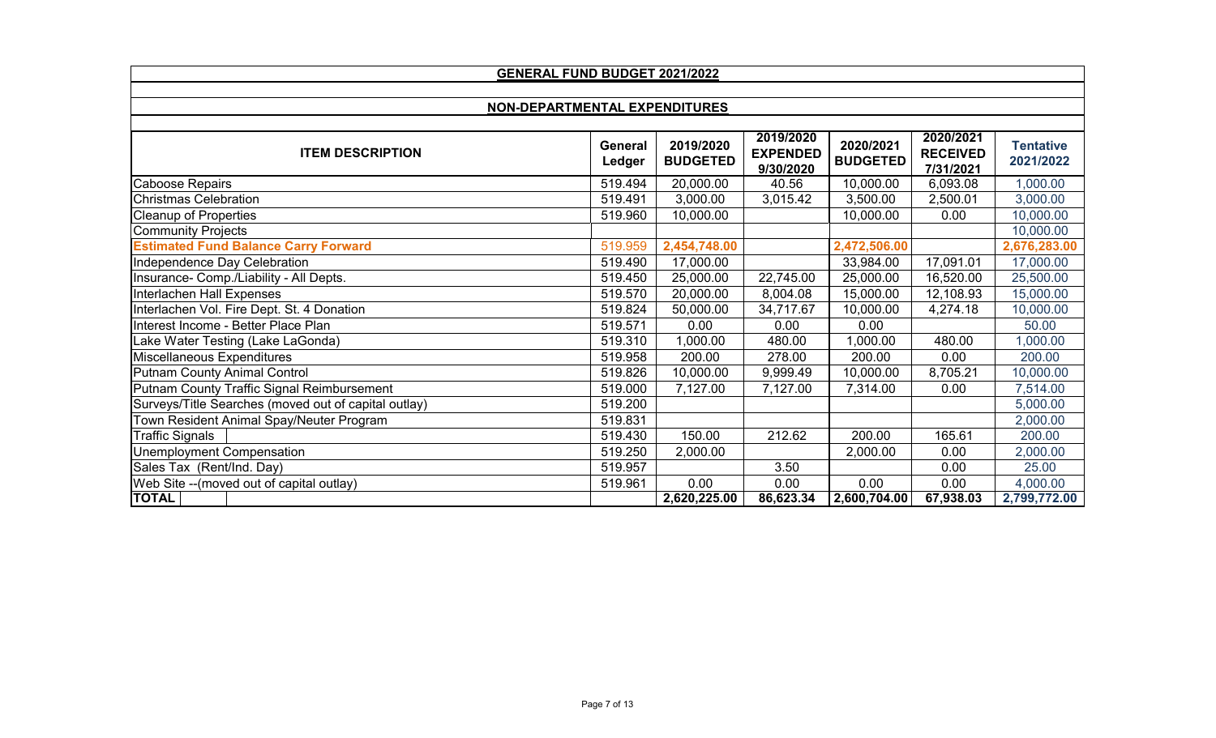## GENERAL FUND BUDGET 2021/2022

### NON-DEPARTMENTAL EXPENDITURES

| ITEM DESCRIPTION | General Ledger | 2019/2020 BUDGETED | 2019/2020 EXPENDED 9/30/2020 | 2020/2021 BUDGETED | 2020/2021 RECEIVED 7/31/2021 | Tentative 2021/2022 |
|---|---|---|---|---|---|---|
| Caboose Repairs | 519.494 | 20,000.00 | 40.56 | 10,000.00 | 6,093.08 | 1,000.00 |
| Christmas Celebration | 519.491 | 3,000.00 | 3,015.42 | 3,500.00 | 2,500.01 | 3,000.00 |
| Cleanup of Properties | 519.960 | 10,000.00 | | 10,000.00 | 0.00 | 10,000.00 |
| Community Projects | | | | | | 10,000.00 |
| **Estimated Fund Balance Carry Forward** | 519.959 | **2,454,748.00** | | **2,472,506.00** | | **2,676,283.00** |
| Independence Day Celebration | 519.490 | 17,000.00 | | 33,984.00 | 17,091.01 | 17,000.00 |
| Insurance- Comp./Liability - All Depts. | 519.450 | 25,000.00 | 22,745.00 | 25,000.00 | 16,520.00 | 25,500.00 |
| Interlachen Hall Expenses | 519.570 | 20,000.00 | 8,004.08 | 15,000.00 | 12,108.93 | 15,000.00 |
| Interlachen Vol. Fire Dept. St. 4 Donation | 519.824 | 50,000.00 | 34,717.67 | 10,000.00 | 4,274.18 | 10,000.00 |
| Interest Income - Better Place Plan | 519.571 | 0.00 | 0.00 | 0.00 | | 50.00 |
| Lake Water Testing (Lake LaGonda) | 519.310 | 1,000.00 | 480.00 | 1,000.00 | 480.00 | 1,000.00 |
| Miscellaneous Expenditures | 519.958 | 200.00 | 278.00 | 200.00 | 0.00 | 200.00 |
| Putnam County Animal Control | 519.826 | 10,000.00 | 9,999.49 | 10,000.00 | 8,705.21 | 10,000.00 |
| Putnam County Traffic Signal Reimbursement | 519.000 | 7,127.00 | 7,127.00 | 7,314.00 | 0.00 | 7,514.00 |
| Surveys/Title Searches (moved out of capital outlay) | 519.200 | | | | | 5,000.00 |
| Town Resident Animal Spay/Neuter Program | 519.831 | | | | | 2,000.00 |
| Traffic Signals | 519.430 | 150.00 | 212.62 | 200.00 | 165.61 | 200.00 |
| Unemployment Compensation | 519.250 | 2,000.00 | | 2,000.00 | 0.00 | 2,000.00 |
| Sales Tax (Rent/Ind. Day) | 519.957 | | 3.50 | | 0.00 | 25.00 |
| Web Site --(moved out of capital outlay) | 519.961 | 0.00 | 0.00 | 0.00 | 0.00 | 4,000.00 |
| **TOTAL** | | **2,620,225.00** | **86,623.34** | **2,600,704.00** | **67,938.03** | **2,799,772.00** |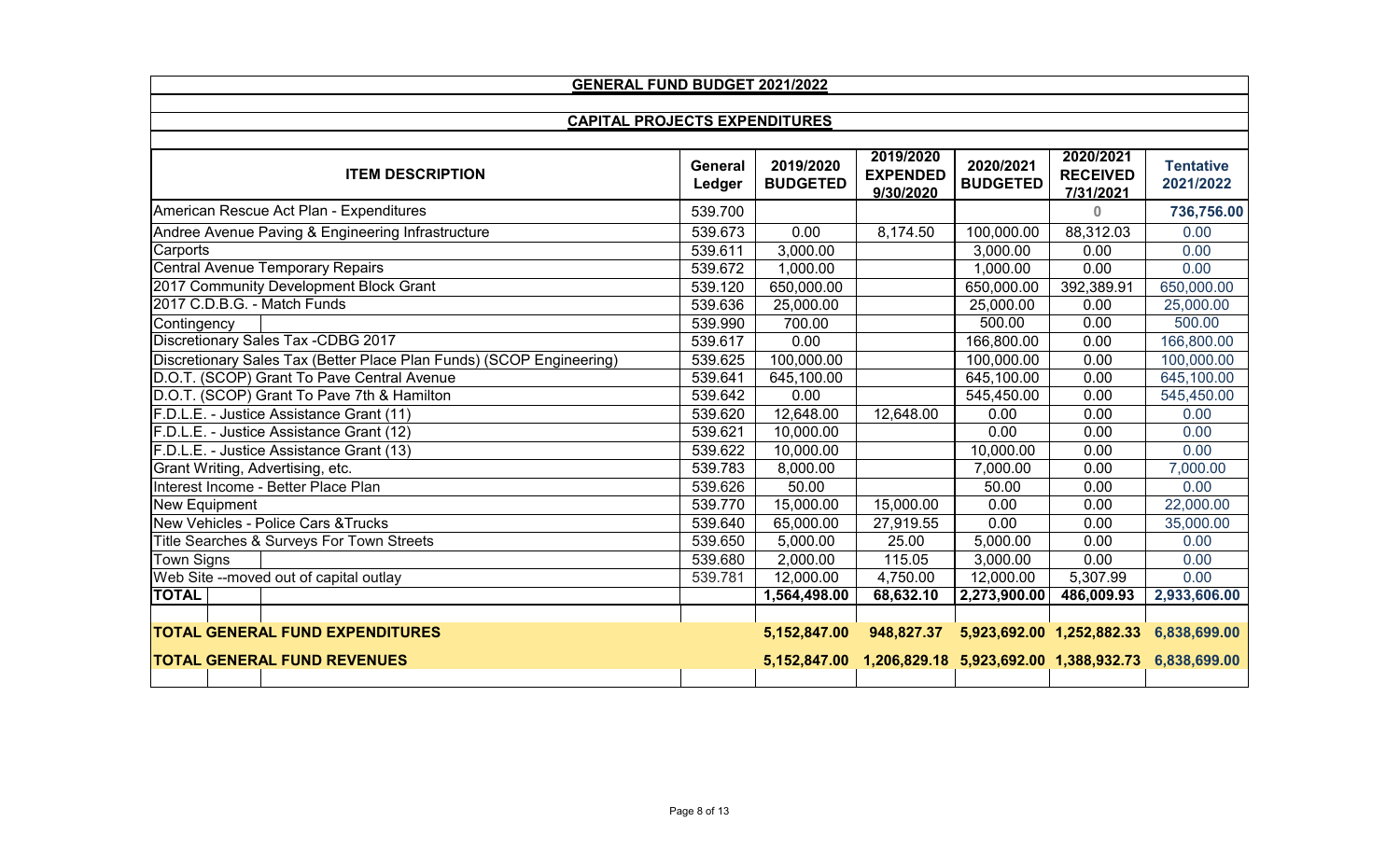## GENERAL FUND BUDGET 2021/2022

### CAPITAL PROJECTS EXPENDITURES

| ITEM DESCRIPTION | General Ledger | 2019/2020 BUDGETED | 2019/2020 EXPENDED 9/30/2020 | 2020/2021 BUDGETED | 2020/2021 RECEIVED 7/31/2021 | Tentative 2021/2022 |
|---|---|---|---|---|---|---|
| American Rescue Act Plan - Expenditures | 539.700 | | | | 0 | 736,756.00 |
| Andree Avenue Paving & Engineering Infrastructure | 539.673 | 0.00 | 8,174.50 | 100,000.00 | 88,312.03 | 0.00 |
| Carports | 539.611 | 3,000.00 | | 3,000.00 | 0.00 | 0.00 |
| Central Avenue Temporary Repairs | 539.672 | 1,000.00 | | 1,000.00 | 0.00 | 0.00 |
| 2017 Community Development Block Grant | 539.120 | 650,000.00 | | 650,000.00 | 392,389.91 | 650,000.00 |
| 2017 C.D.B.G. - Match Funds | 539.636 | 25,000.00 | | 25,000.00 | 0.00 | 25,000.00 |
| Contingency | 539.990 | 700.00 | | 500.00 | 0.00 | 500.00 |
| Discretionary Sales Tax -CDBG 2017 | 539.617 | 0.00 | | 166,800.00 | 0.00 | 166,800.00 |
| Discretionary Sales Tax (Better Place Plan Funds) (SCOP Engineering) | 539.625 | 100,000.00 | | 100,000.00 | 0.00 | 100,000.00 |
| D.O.T. (SCOP) Grant To Pave Central Avenue | 539.641 | 645,100.00 | | 645,100.00 | 0.00 | 645,100.00 |
| D.O.T. (SCOP) Grant To Pave 7th & Hamilton | 539.642 | 0.00 | | 545,450.00 | 0.00 | 545,450.00 |
| F.D.L.E. - Justice Assistance Grant (11) | 539.620 | 12,648.00 | 12,648.00 | 0.00 | 0.00 | 0.00 |
| F.D.L.E. - Justice Assistance Grant (12) | 539.621 | 10,000.00 | | 0.00 | 0.00 | 0.00 |
| F.D.L.E. - Justice Assistance Grant (13) | 539.622 | 10,000.00 | | 10,000.00 | 0.00 | 0.00 |
| Grant Writing, Advertising, etc. | 539.783 | 8,000.00 | | 7,000.00 | 0.00 | 7,000.00 |
| Interest Income - Better Place Plan | 539.626 | 50.00 | | 50.00 | 0.00 | 0.00 |
| New Equipment | 539.770 | 15,000.00 | 15,000.00 | 0.00 | 0.00 | 22,000.00 |
| New Vehicles - Police Cars &Trucks | 539.640 | 65,000.00 | 27,919.55 | 0.00 | 0.00 | 35,000.00 |
| Title Searches & Surveys For Town Streets | 539.650 | 5,000.00 | 25.00 | 5,000.00 | 0.00 | 0.00 |
| Town Signs | 539.680 | 2,000.00 | 115.05 | 3,000.00 | 0.00 | 0.00 |
| Web Site --moved out of capital outlay | 539.781 | 12,000.00 | 4,750.00 | 12,000.00 | 5,307.99 | 0.00 |
| **TOTAL** | | **1,564,498.00** | **68,632.10** | **2,273,900.00** | **486,009.93** | **2,933,606.00** |
| | | | | | | |
| **TOTAL GENERAL FUND EXPENDITURES** | | **5,152,847.00** | **948,827.37** | **5,923,692.00** | **1,252,882.33** | **6,838,699.00** |
| **TOTAL GENERAL FUND REVENUES** | | **5,152,847.00** | **1,206,829.18** | **5,923,692.00** | **1,388,932.73** | **6,838,699.00** |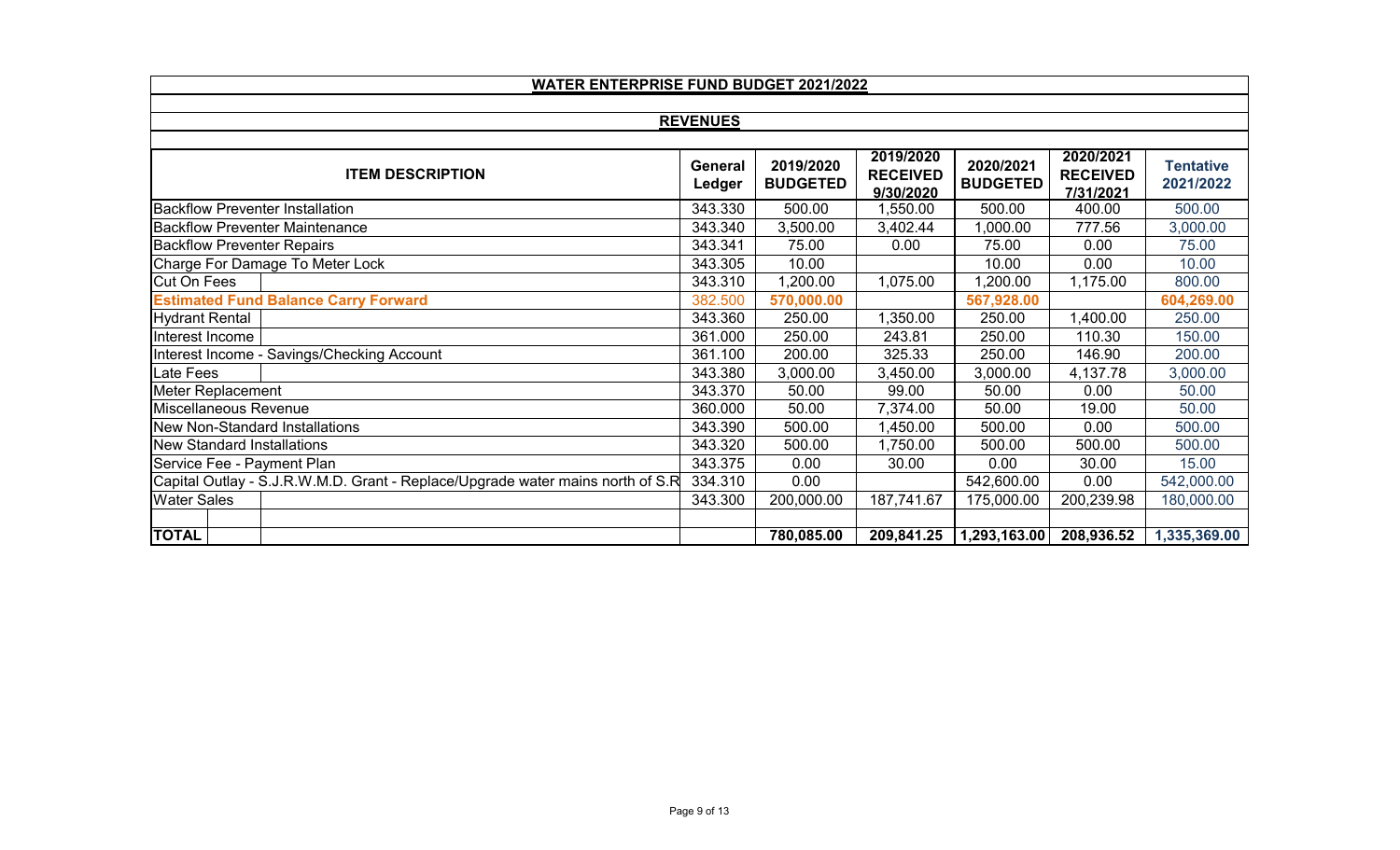## WATER ENTERPRISE FUND BUDGET 2021/2022

### REVENUES

| ITEM DESCRIPTION | General Ledger | 2019/2020 BUDGETED | 2019/2020 RECEIVED 9/30/2020 | 2020/2021 BUDGETED | 2020/2021 RECEIVED 7/31/2021 | Tentative 2021/2022 |
|---|---|---|---|---|---|---|
| Backflow Preventer Installation | 343.330 | 500.00 | 1,550.00 | 500.00 | 400.00 | 500.00 |
| Backflow Preventer Maintenance | 343.340 | 3,500.00 | 3,402.44 | 1,000.00 | 777.56 | 3,000.00 |
| Backflow Preventer Repairs | 343.341 | 75.00 | 0.00 | 75.00 | 0.00 | 75.00 |
| Charge For Damage To Meter Lock | 343.305 | 10.00 | | 10.00 | 0.00 | 10.00 |
| Cut On Fees | 343.310 | 1,200.00 | 1,075.00 | 1,200.00 | 1,175.00 | 800.00 |
| **Estimated Fund Balance Carry Forward** | 382.500 | **570,000.00** | | **567,928.00** | | **604,269.00** |
| Hydrant Rental | 343.360 | 250.00 | 1,350.00 | 250.00 | 1,400.00 | 250.00 |
| Interest Income | 361.000 | 250.00 | 243.81 | 250.00 | 110.30 | 150.00 |
| Interest Income - Savings/Checking Account | 361.100 | 200.00 | 325.33 | 250.00 | 146.90 | 200.00 |
| Late Fees | 343.380 | 3,000.00 | 3,450.00 | 3,000.00 | 4,137.78 | 3,000.00 |
| Meter Replacement | 343.370 | 50.00 | 99.00 | 50.00 | 0.00 | 50.00 |
| Miscellaneous Revenue | 360.000 | 50.00 | 7,374.00 | 50.00 | 19.00 | 50.00 |
| New Non-Standard Installations | 343.390 | 500.00 | 1,450.00 | 500.00 | 0.00 | 500.00 |
| New Standard Installations | 343.320 | 500.00 | 1,750.00 | 500.00 | 500.00 | 500.00 |
| Service Fee - Payment Plan | 343.375 | 0.00 | 30.00 | 0.00 | 30.00 | 15.00 |
| Capital Outlay - S.J.R.W.M.D. Grant - Replace/Upgrade water mains north of S.R | 334.310 | 0.00 | | 542,600.00 | 0.00 | 542,000.00 |
| Water Sales | 343.300 | 200,000.00 | 187,741.67 | 175,000.00 | 200,239.98 | 180,000.00 |
| | | | | | | |
| **TOTAL** | | **780,085.00** | **209,841.25** | **1,293,163.00** | **208,936.52** | **1,335,369.00** |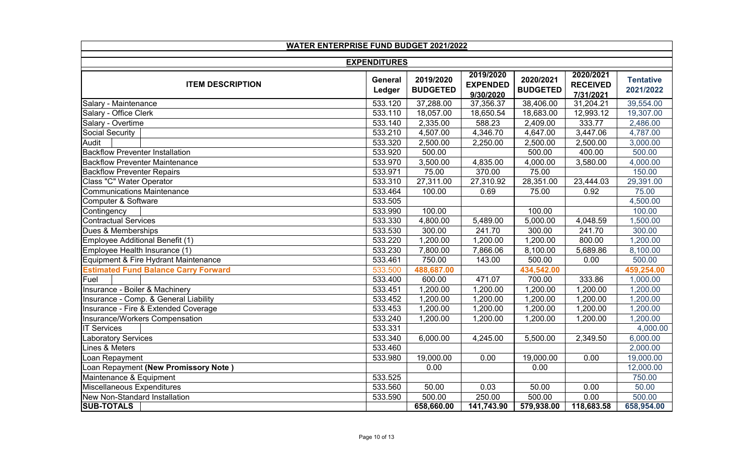## WATER ENTERPRISE FUND BUDGET 2021/2022

### EXPENDITURES

| ITEM DESCRIPTION | General Ledger | 2019/2020 BUDGETED | 2019/2020 EXPENDED 9/30/2020 | 2020/2021 BUDGETED | 2020/2021 RECEIVED 7/31/2021 | Tentative 2021/2022 |
|---|---|---|---|---|---|---|
| Salary - Maintenance | 533.120 | 37,288.00 | 37,356.37 | 38,406.00 | 31,204.21 | 39,554.00 |
| Salary - Office Clerk | 533.110 | 18,057.00 | 18,650.54 | 18,683.00 | 12,993.12 | 19,307.00 |
| Salary - Overtime | 533.140 | 2,335.00 | 588.23 | 2,409.00 | 333.77 | 2,486.00 |
| Social Security | 533.210 | 4,507.00 | 4,346.70 | 4,647.00 | 3,447.06 | 4,787.00 |
| Audit | 533.320 | 2,500.00 | 2,250.00 | 2,500.00 | 2,500.00 | 3,000.00 |
| Backflow Preventer Installation | 533.920 | 500.00 | | 500.00 | 400.00 | 500.00 |
| Backflow Preventer Maintenance | 533.970 | 3,500.00 | 4,835.00 | 4,000.00 | 3,580.00 | 4,000.00 |
| Backflow Preventer Repairs | 533.971 | 75.00 | 370.00 | 75.00 | | 150.00 |
| Class "C" Water Operator | 533.310 | 27,311.00 | 27,310.92 | 28,351.00 | 23,444.03 | 29,391.00 |
| Communications Maintenance | 533.464 | 100.00 | 0.69 | 75.00 | 0.92 | 75.00 |
| Computer & Software | 533.505 | | | | | 4,500.00 |
| Contingency | 533.990 | 100.00 | | 100.00 | | 100.00 |
| Contractual Services | 533.330 | 4,800.00 | 5,489.00 | 5,000.00 | 4,048.59 | 1,500.00 |
| Dues & Memberships | 533.530 | 300.00 | 241.70 | 300.00 | 241.70 | 300.00 |
| Employee Additional Benefit (1) | 533.220 | 1,200.00 | 1,200.00 | 1,200.00 | 800.00 | 1,200.00 |
| Employee Health Insurance (1) | 533.230 | 7,800.00 | 7,866.06 | 8,100.00 | 5,689.86 | 8,100.00 |
| Equipment & Fire Hydrant Maintenance | 533.461 | 750.00 | 143.00 | 500.00 | 0.00 | 500.00 |
| **Estimated Fund Balance Carry Forward** | 533.500 | **488,687.00** | | **434,542.00** | | **459,254.00** |
| Fuel | 533.400 | 600.00 | 471.07 | 700.00 | 333.86 | 1,000.00 |
| Insurance - Boiler & Machinery | 533.451 | 1,200.00 | 1,200.00 | 1,200.00 | 1,200.00 | 1,200.00 |
| Insurance - Comp. & General Liability | 533.452 | 1,200.00 | 1,200.00 | 1,200.00 | 1,200.00 | 1,200.00 |
| Insurance - Fire & Extended Coverage | 533.453 | 1,200.00 | 1,200.00 | 1,200.00 | 1,200.00 | 1,200.00 |
| Insurance/Workers Compensation | 533.240 | 1,200.00 | 1,200.00 | 1,200.00 | 1,200.00 | 1,200.00 |
| IT Services | 533.331 | | | | | 4,000.00 |
| Laboratory Services | 533.340 | 6,000.00 | 4,245.00 | 5,500.00 | 2,349.50 | 6,000.00 |
| Lines & Meters | 533.460 | | | | | 2,000.00 |
| Loan Repayment | 533.980 | 19,000.00 | 0.00 | 19,000.00 | 0.00 | 19,000.00 |
| Loan Repayment **(New Promissory Note )** | | 0.00 | | 0.00 | | 12,000.00 |
| Maintenance & Equipment | 533.525 | | | | | 750.00 |
| Miscellaneous Expenditures | 533.560 | 50.00 | 0.03 | 50.00 | 0.00 | 50.00 |
| New Non-Standard Installation | 533.590 | 500.00 | 250.00 | 500.00 | 0.00 | 500.00 |
| **SUB-TOTALS** | | **658,660.00** | **141,743.90** | **579,938.00** | **118,683.58** | **658,954.00** |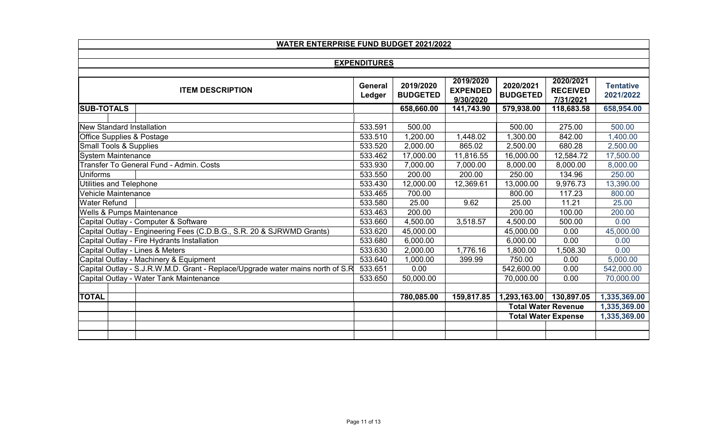# WATER ENTERPRISE FUND BUDGET 2021/2022

## EXPENDITURES

| ITEM DESCRIPTION | General Ledger | 2019/2020 BUDGETED | 2019/2020 EXPENDED 9/30/2020 | 2020/2021 BUDGETED | 2020/2021 RECEIVED 7/31/2021 | Tentative 2021/2022 |
|---|---|---|---|---|---|---|
| **SUB-TOTALS** | | **658,660.00** | **141,743.90** | **579,938.00** | **118,683.58** | **658,954.00** |
| | | | | | | |
| New Standard Installation | 533.591 | 500.00 | | 500.00 | 275.00 | 500.00 |
| Office Supplies & Postage | 533.510 | 1,200.00 | 1,448.02 | 1,300.00 | 842.00 | 1,400.00 |
| Small Tools & Supplies | 533.520 | 2,000.00 | 865.02 | 2,500.00 | 680.28 | 2,500.00 |
| System Maintenance | 533.462 | 17,000.00 | 11,816.55 | 16,000.00 | 12,584.72 | 17,500.00 |
| Transfer To General Fund - Admin. Costs | 533.930 | 7,000.00 | 7,000.00 | 8,000.00 | 8,000.00 | 8,000.00 |
| Uniforms | 533.550 | 200.00 | 200.00 | 250.00 | 134.96 | 250.00 |
| Utilities and Telephone | 533.430 | 12,000.00 | 12,369.61 | 13,000.00 | 9,976.73 | 13,390.00 |
| Vehicle Maintenance | 533.465 | 700.00 | | 800.00 | 117.23 | 800.00 |
| Water Refund | 533.580 | 25.00 | 9.62 | 25.00 | 11.21 | 25.00 |
| Wells & Pumps Maintenance | 533.463 | 200.00 | | 200.00 | 100.00 | 200.00 |
| Capital Outlay - Computer & Software | 533.660 | 4,500.00 | 3,518.57 | 4,500.00 | 500.00 | 0.00 |
| Capital Outlay - Engineering Fees (C.D.B.G., S.R. 20 & SJRWMD Grants) | 533.620 | 45,000.00 | | 45,000.00 | 0.00 | 45,000.00 |
| Capital Outlay - Fire Hydrants Installation | 533.680 | 6,000.00 | | 6,000.00 | 0.00 | 0.00 |
| Capital Outlay - Lines & Meters | 533.630 | 2,000.00 | 1,776.16 | 1,800.00 | 1,508.30 | 0.00 |
| Capital Outlay - Machinery & Equipment | 533.640 | 1,000.00 | 399.99 | 750.00 | 0.00 | 5,000.00 |
| Capital Outlay - S.J.R.W.M.D. Grant - Replace/Upgrade water mains north of S.R | 533.651 | 0.00 | | 542,600.00 | 0.00 | 542,000.00 |
| Capital Outlay - Water Tank Maintenance | 533.650 | 50,000.00 | | 70,000.00 | 0.00 | 70,000.00 |
| | | | | | | |
| **TOTAL** | | **780,085.00** | **159,817.85** | **1,293,163.00** | **130,897.05** | **1,335,369.00** |
| | | | | **Total Water Revenue** | | **1,335,369.00** |
| | | | | **Total Water Expense** | | **1,335,369.00** |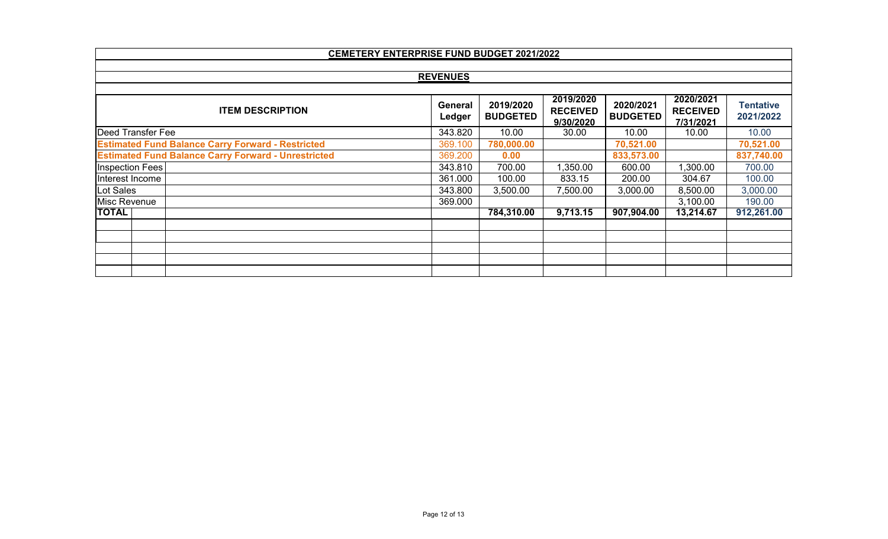## CEMETERY ENTERPRISE FUND BUDGET 2021/2022

### REVENUES

| ITEM DESCRIPTION | General Ledger | 2019/2020 BUDGETED | 2019/2020 RECEIVED 9/30/2020 | 2020/2021 BUDGETED | 2020/2021 RECEIVED 7/31/2021 | Tentative 2021/2022 |
|---|---|---|---|---|---|---|
| Deed Transfer Fee | 343.820 | 10.00 | 30.00 | 10.00 | 10.00 | 10.00 |
| **Estimated Fund Balance Carry Forward - Restricted** | 369.100 | **780,000.00** | | **70,521.00** | | **70,521.00** |
| **Estimated Fund Balance Carry Forward - Unrestricted** | 369.200 | **0.00** | | **833,573.00** | | **837,740.00** |
| Inspection Fees | 343.810 | 700.00 | 1,350.00 | 600.00 | 1,300.00 | 700.00 |
| Interest Income | 361.000 | 100.00 | 833.15 | 200.00 | 304.67 | 100.00 |
| Lot Sales | 343.800 | 3,500.00 | 7,500.00 | 3,000.00 | 8,500.00 | 3,000.00 |
| Misc Revenue | 369.000 | | | | 3,100.00 | 190.00 |
| **TOTAL** | | **784,310.00** | **9,713.15** | **907,904.00** | **13,214.67** | **912,261.00** |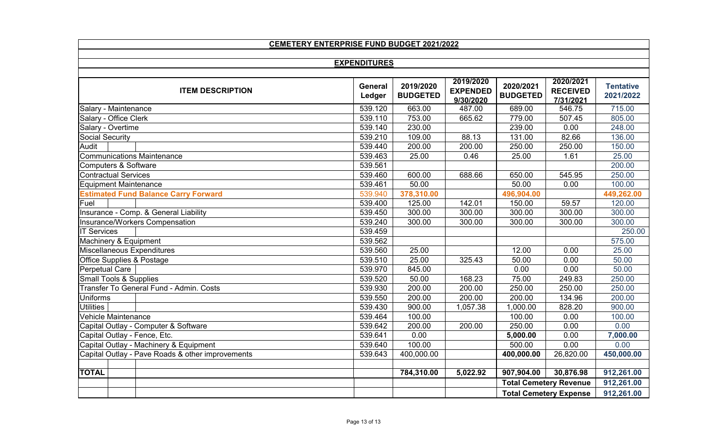## CEMETERY ENTERPRISE FUND BUDGET 2021/2022

### EXPENDITURES

| ITEM DESCRIPTION | General Ledger | 2019/2020 BUDGETED | 2019/2020 EXPENDED 9/30/2020 | 2020/2021 BUDGETED | 2020/2021 RECEIVED 7/31/2021 | Tentative 2021/2022 |
|---|---|---|---|---|---|---|
| Salary - Maintenance | 539.120 | 663.00 | 487.00 | 689.00 | 546.75 | 715.00 |
| Salary - Office Clerk | 539.110 | 753.00 | 665.62 | 779.00 | 507.45 | 805.00 |
| Salary - Overtime | 539.140 | 230.00 | | 239.00 | 0.00 | 248.00 |
| Social Security | 539.210 | 109.00 | 88.13 | 131.00 | 82.66 | 136.00 |
| Audit | 539.440 | 200.00 | 200.00 | 250.00 | 250.00 | 150.00 |
| Communications Maintenance | 539.463 | 25.00 | 0.46 | 25.00 | 1.61 | 25.00 |
| Computers & Software | 539.561 | | | | | 200.00 |
| Contractual Services | 539.460 | 600.00 | 688.66 | 650.00 | 545.95 | 250.00 |
| Equipment Maintenance | 539.461 | 50.00 | | 50.00 | 0.00 | 100.00 |
| **Estimated Fund Balance Carry Forward** | 539.940 | **378,310.00** | | **496,904.00** | | **449,262.00** |
| Fuel | 539.400 | 125.00 | 142.01 | 150.00 | 59.57 | 120.00 |
| Insurance - Comp. & General Liability | 539.450 | 300.00 | 300.00 | 300.00 | 300.00 | 300.00 |
| Insurance/Workers Compensation | 539.240 | 300.00 | 300.00 | 300.00 | 300.00 | 300.00 |
| IT Services | 539.459 | | | | | 250.00 |
| Machinery & Equipment | 539.562 | | | | | 575.00 |
| Miscellaneous Expenditures | 539.560 | 25.00 | | 12.00 | 0.00 | 25.00 |
| Office Supplies & Postage | 539.510 | 25.00 | 325.43 | 50.00 | 0.00 | 50.00 |
| Perpetual Care | 539.970 | 845.00 | | 0.00 | 0.00 | 50.00 |
| Small Tools & Supplies | 539.520 | 50.00 | 168.23 | 75.00 | 249.83 | 250.00 |
| Transfer To General Fund - Admin. Costs | 539.930 | 200.00 | 200.00 | 250.00 | 250.00 | 250.00 |
| Uniforms | 539.550 | 200.00 | 200.00 | 200.00 | 134.96 | 200.00 |
| Utilities | 539.430 | 900.00 | 1,057.38 | 1,000.00 | 828.20 | 900.00 |
| Vehicle Maintenance | 539.464 | 100.00 | | 100.00 | 0.00 | 100.00 |
| Capital Outlay - Computer & Software | 539.642 | 200.00 | 200.00 | 250.00 | 0.00 | 0.00 |
| Capital Outlay - Fence, Etc. | 539.641 | 0.00 | | **5,000.00** | 0.00 | **7,000.00** |
| Capital Outlay - Machinery & Equipment | 539.640 | 100.00 | | 500.00 | 0.00 | 0.00 |
| Capital Outlay - Pave Roads & other improvements | 539.643 | 400,000.00 | | **400,000.00** | 26,820.00 | **450,000.00** |
| | | | | | | |
| **TOTAL** | | **784,310.00** | **5,022.92** | **907,904.00** | **30,876.98** | **912,261.00** |
| | | | | **Total Cemetery Revenue** | | **912,261.00** |
| | | | | **Total Cemetery Expense** | | **912,261.00** |